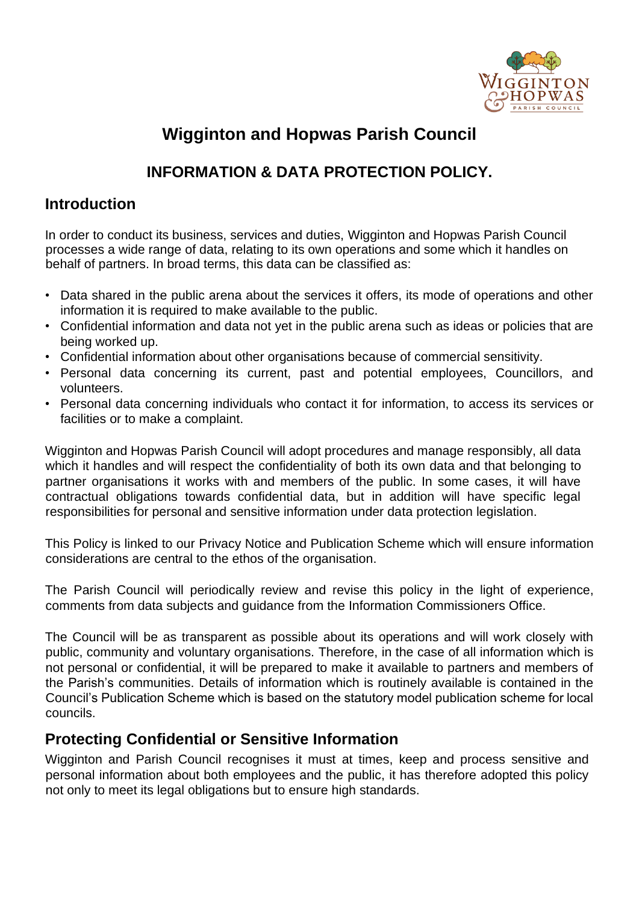# Wigginton and Hopwas Parish Council

## INFORMATION & DATA PROTECTION POLICY.

## Introduction

In order to conduct its business, services and duties, Wigginton and Hopwas Parish Council processes a wide range of data, relating to its own operations and some which it handles on behalf of partners. In broad terms, this data can be classified as:

- Data shared in the public arena about the services it offers, its mode of operations and other information it is required to make available to the public.
- Confidential information and data not yet in the public arena such as ideas or policies that are being worked up.
- Confidential information about other organisations because of commercial sensitivity.
- Personal data concerning its current, past and potential employees, Councillors, and volunteers.
- Personal data concerning individuals who contact it for information, to access its services or facilities or to make a complaint.

Wigginton and Hopwas Parish Council will adopt procedures and manage responsibly, all data which it handles and will respect the confidentiality of both its own data and that belonging to partner organisations it works with and members of the public. In some cases, it will have contractual obligations towards confidential data, but in addition will have specific legal responsibilities for personal and sensitive information under data protection legislation.

This Policy is linked to our Privacy Notice and Publication Scheme which will ensure information considerations are central to the ethos of the organisation.

The Parish Council will periodically review and revise this policy in the light of experience, comments from data subjects and guidance from the Information Commissioners Office.

The Council will be as transparent as possible about its operations and will work closely with public, community and voluntary organisations. Therefore, in the case of all information which is not personal or confidential, it will be prepared to make it available to partners and members of the Parish's communities. Details of information which is routinely available is contained in the Council's Publication Scheme which is based on the statutory model publication scheme for local councils.

## Protecting Confidential or Sensitive Information

Wigginton and Parish Council recognises it must at times, keep and process sensitive and personal information about both employees and the public, it has therefore adopted this policy not only to meet its legal obligations but to ensure high standards.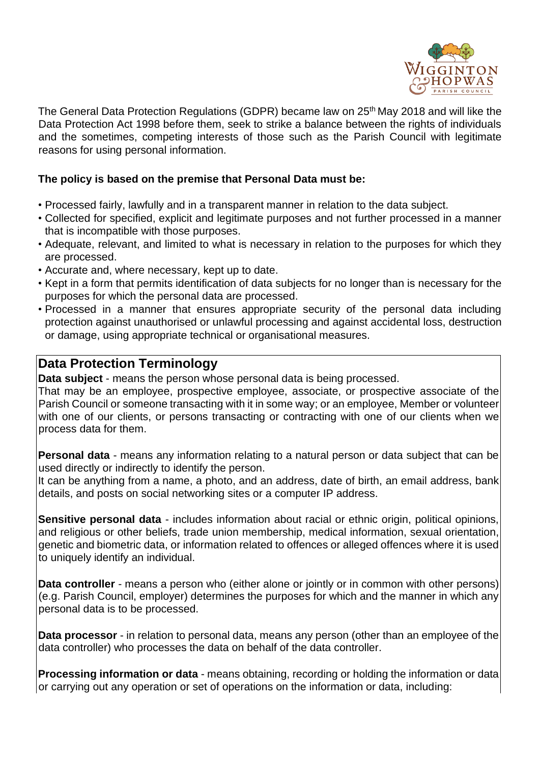The General Data Protection Regulations (GDPR) became law on 25th May 2018 and will like the Data Protection Act 1998 before them, seek to strike a balance between the rights of individuals and the sometimes, competing interests of those such as the Parish Council with legitimate reasons for using personal information.

**The policy is based on the premise that Personal Data must be:**

- Processed fairly, lawfully and in a transparent manner in relation to the data subject.
- Collected for specified, explicit and legitimate purposes and not further processed in a manner that is incompatible with those purposes.
- Adequate, relevant, and limited to what is necessary in relation to the purposes for which they are processed.
- Accurate and, where necessary, kept up to date.
- Kept in a form that permits identification of data subjects for no longer than is necessary for the purposes for which the personal data are processed.
- Processed in a manner that ensures appropriate security of the personal data including protection against unauthorised or unlawful processing and against accidental loss, destruction or damage, using appropriate technical or organisational measures.

## Data Protection Terminology

**Data subject** - means the person whose personal data is being processed.
That may be an employee, prospective employee, associate, or prospective associate of the Parish Council or someone transacting with it in some way; or an employee, Member or volunteer with one of our clients, or persons transacting or contracting with one of our clients when we process data for them.

**Personal data** - means any information relating to a natural person or data subject that can be used directly or indirectly to identify the person.
It can be anything from a name, a photo, and an address, date of birth, an email address, bank details, and posts on social networking sites or a computer IP address.

**Sensitive personal data** - includes information about racial or ethnic origin, political opinions, and religious or other beliefs, trade union membership, medical information, sexual orientation, genetic and biometric data, or information related to offences or alleged offences where it is used to uniquely identify an individual.

**Data controller** - means a person who (either alone or jointly or in common with other persons) (e.g. Parish Council, employer) determines the purposes for which and the manner in which any personal data is to be processed.

**Data processor** - in relation to personal data, means any person (other than an employee of the data controller) who processes the data on behalf of the data controller.

**Processing information or data** - means obtaining, recording or holding the information or data or carrying out any operation or set of operations on the information or data, including: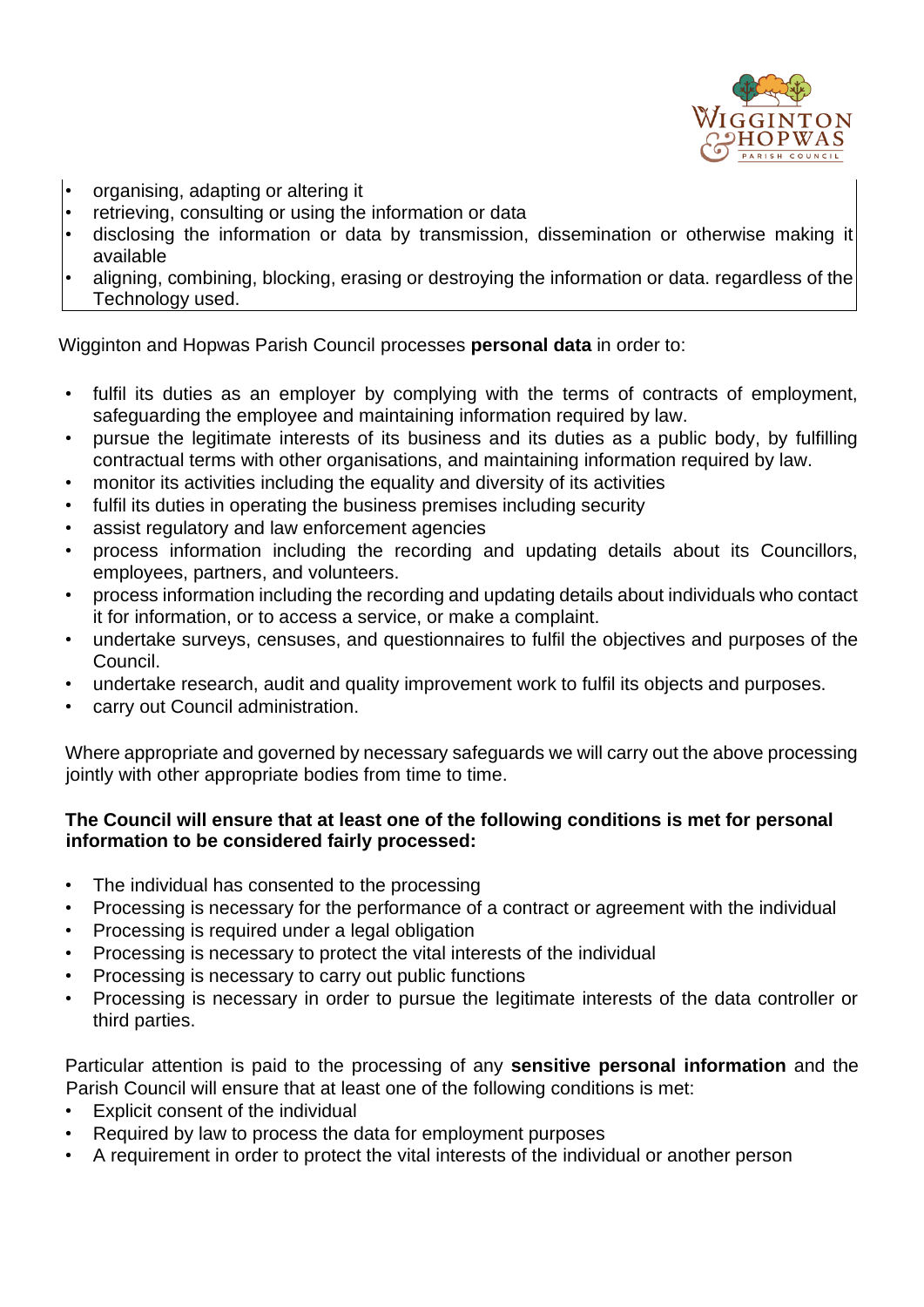- organising, adapting or altering it
- retrieving, consulting or using the information or data
- disclosing the information or data by transmission, dissemination or otherwise making it available
- aligning, combining, blocking, erasing or destroying the information or data. regardless of the Technology used.

Wigginton and Hopwas Parish Council processes **personal data** in order to:

- fulfil its duties as an employer by complying with the terms of contracts of employment, safeguarding the employee and maintaining information required by law.
- pursue the legitimate interests of its business and its duties as a public body, by fulfilling contractual terms with other organisations, and maintaining information required by law.
- monitor its activities including the equality and diversity of its activities
- fulfil its duties in operating the business premises including security
- assist regulatory and law enforcement agencies
- process information including the recording and updating details about its Councillors, employees, partners, and volunteers.
- process information including the recording and updating details about individuals who contact it for information, or to access a service, or make a complaint.
- undertake surveys, censuses, and questionnaires to fulfil the objectives and purposes of the Council.
- undertake research, audit and quality improvement work to fulfil its objects and purposes.
- carry out Council administration.

Where appropriate and governed by necessary safeguards we will carry out the above processing jointly with other appropriate bodies from time to time.

**The Council will ensure that at least one of the following conditions is met for personal information to be considered fairly processed:**

- The individual has consented to the processing
- Processing is necessary for the performance of a contract or agreement with the individual
- Processing is required under a legal obligation
- Processing is necessary to protect the vital interests of the individual
- Processing is necessary to carry out public functions
- Processing is necessary in order to pursue the legitimate interests of the data controller or third parties.

Particular attention is paid to the processing of any **sensitive personal information** and the Parish Council will ensure that at least one of the following conditions is met:

- Explicit consent of the individual
- Required by law to process the data for employment purposes
- A requirement in order to protect the vital interests of the individual or another person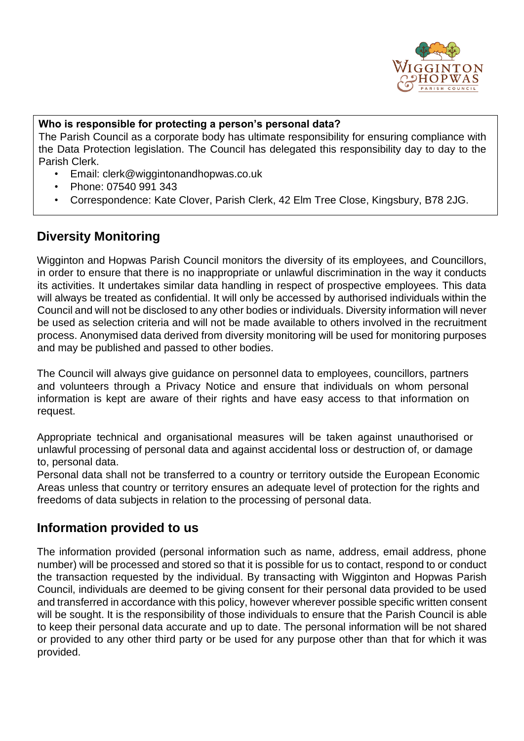**Who is responsible for protecting a person's personal data?**

The Parish Council as a corporate body has ultimate responsibility for ensuring compliance with the Data Protection legislation. The Council has delegated this responsibility day to day to the Parish Clerk.

- Email: clerk@wiggintonandhopwas.co.uk
- Phone: 07540 991 343
- Correspondence: Kate Clover, Parish Clerk, 42 Elm Tree Close, Kingsbury, B78 2JG.

## Diversity Monitoring

Wigginton and Hopwas Parish Council monitors the diversity of its employees, and Councillors, in order to ensure that there is no inappropriate or unlawful discrimination in the way it conducts its activities. It undertakes similar data handling in respect of prospective employees. This data will always be treated as confidential. It will only be accessed by authorised individuals within the Council and will not be disclosed to any other bodies or individuals. Diversity information will never be used as selection criteria and will not be made available to others involved in the recruitment process. Anonymised data derived from diversity monitoring will be used for monitoring purposes and may be published and passed to other bodies.

The Council will always give guidance on personnel data to employees, councillors, partners and volunteers through a Privacy Notice and ensure that individuals on whom personal information is kept are aware of their rights and have easy access to that information on request.

Appropriate technical and organisational measures will be taken against unauthorised or unlawful processing of personal data and against accidental loss or destruction of, or damage to, personal data.
Personal data shall not be transferred to a country or territory outside the European Economic Areas unless that country or territory ensures an adequate level of protection for the rights and freedoms of data subjects in relation to the processing of personal data.

## Information provided to us

The information provided (personal information such as name, address, email address, phone number) will be processed and stored so that it is possible for us to contact, respond to or conduct the transaction requested by the individual. By transacting with Wigginton and Hopwas Parish Council, individuals are deemed to be giving consent for their personal data provided to be used and transferred in accordance with this policy, however wherever possible specific written consent will be sought. It is the responsibility of those individuals to ensure that the Parish Council is able to keep their personal data accurate and up to date. The personal information will be not shared or provided to any other third party or be used for any purpose other than that for which it was provided.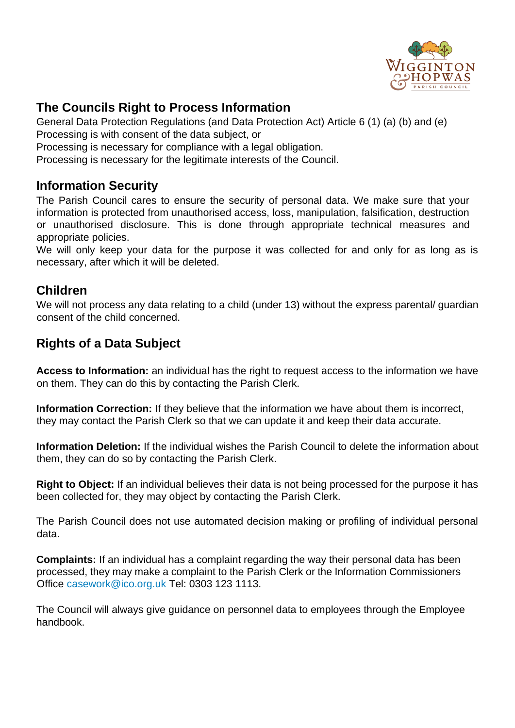## The Councils Right to Process Information

General Data Protection Regulations (and Data Protection Act) Article 6 (1) (a) (b) and (e)
Processing is with consent of the data subject, or
Processing is necessary for compliance with a legal obligation.
Processing is necessary for the legitimate interests of the Council.

## Information Security

The Parish Council cares to ensure the security of personal data. We make sure that your information is protected from unauthorised access, loss, manipulation, falsification, destruction or unauthorised disclosure. This is done through appropriate technical measures and appropriate policies.
We will only keep your data for the purpose it was collected for and only for as long as is necessary, after which it will be deleted.

## Children

We will not process any data relating to a child (under 13) without the express parental/ guardian consent of the child concerned.

## Rights of a Data Subject

**Access to Information:** an individual has the right to request access to the information we have on them. They can do this by contacting the Parish Clerk.

**Information Correction:** If they believe that the information we have about them is incorrect, they may contact the Parish Clerk so that we can update it and keep their data accurate.

**Information Deletion:** If the individual wishes the Parish Council to delete the information about them, they can do so by contacting the Parish Clerk.

**Right to Object:** If an individual believes their data is not being processed for the purpose it has been collected for, they may object by contacting the Parish Clerk.

The Parish Council does not use automated decision making or profiling of individual personal data.

**Complaints:** If an individual has a complaint regarding the way their personal data has been processed, they may make a complaint to the Parish Clerk or the Information Commissioners Office casework@ico.org.uk Tel: 0303 123 1113.

The Council will always give guidance on personnel data to employees through the Employee handbook.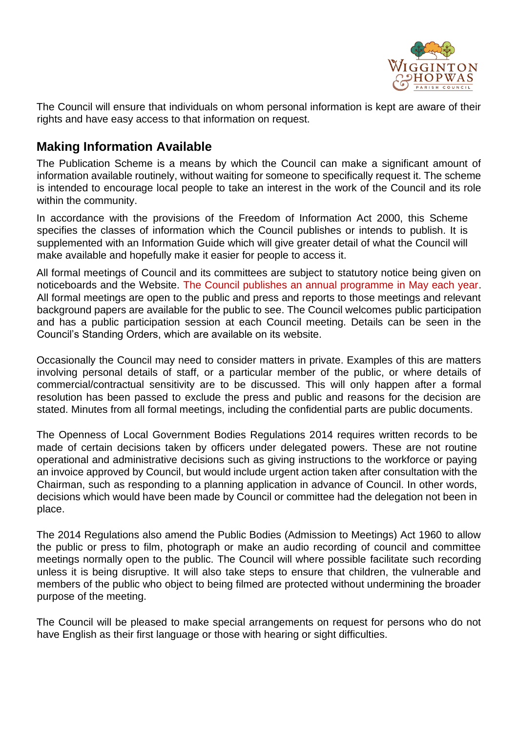The Council will ensure that individuals on whom personal information is kept are aware of their rights and have easy access to that information on request.

## Making Information Available

The Publication Scheme is a means by which the Council can make a significant amount of information available routinely, without waiting for someone to specifically request it. The scheme is intended to encourage local people to take an interest in the work of the Council and its role within the community.

In accordance with the provisions of the Freedom of Information Act 2000, this Scheme specifies the classes of information which the Council publishes or intends to publish. It is supplemented with an Information Guide which will give greater detail of what the Council will make available and hopefully make it easier for people to access it.

All formal meetings of Council and its committees are subject to statutory notice being given on noticeboards and the Website. The Council publishes an annual programme in May each year. All formal meetings are open to the public and press and reports to those meetings and relevant background papers are available for the public to see. The Council welcomes public participation and has a public participation session at each Council meeting. Details can be seen in the Council's Standing Orders, which are available on its website.

Occasionally the Council may need to consider matters in private. Examples of this are matters involving personal details of staff, or a particular member of the public, or where details of commercial/contractual sensitivity are to be discussed. This will only happen after a formal resolution has been passed to exclude the press and public and reasons for the decision are stated. Minutes from all formal meetings, including the confidential parts are public documents.

The Openness of Local Government Bodies Regulations 2014 requires written records to be made of certain decisions taken by officers under delegated powers. These are not routine operational and administrative decisions such as giving instructions to the workforce or paying an invoice approved by Council, but would include urgent action taken after consultation with the Chairman, such as responding to a planning application in advance of Council. In other words, decisions which would have been made by Council or committee had the delegation not been in place.

The 2014 Regulations also amend the Public Bodies (Admission to Meetings) Act 1960 to allow the public or press to film, photograph or make an audio recording of council and committee meetings normally open to the public. The Council will where possible facilitate such recording unless it is being disruptive. It will also take steps to ensure that children, the vulnerable and members of the public who object to being filmed are protected without undermining the broader purpose of the meeting.

The Council will be pleased to make special arrangements on request for persons who do not have English as their first language or those with hearing or sight difficulties.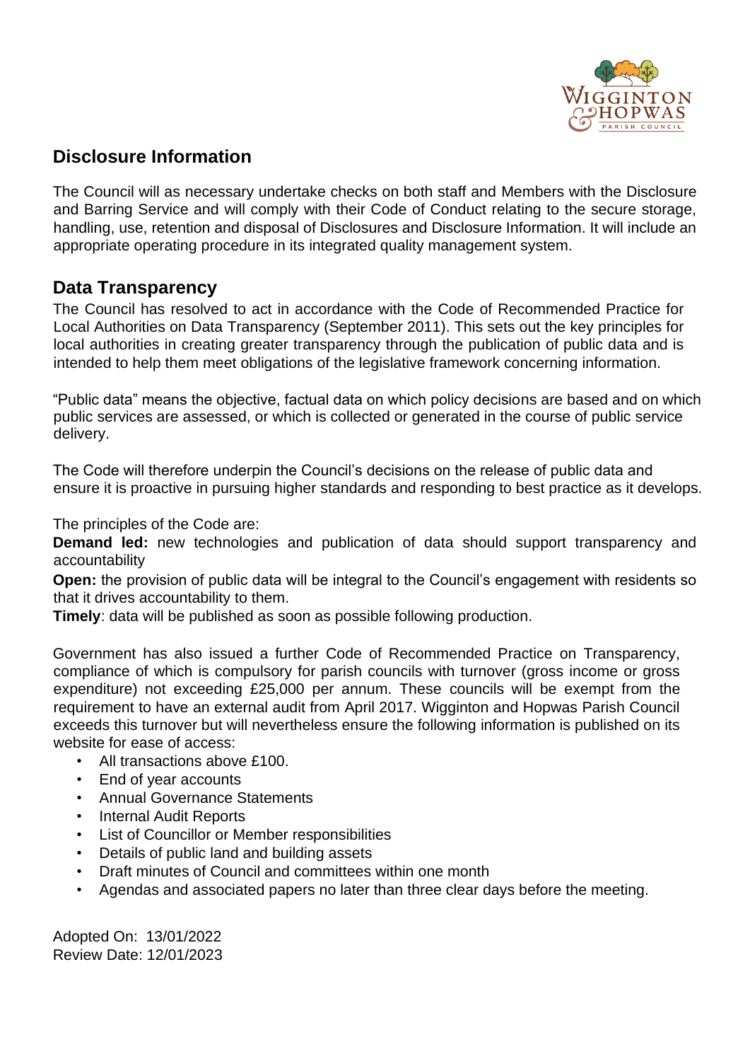## Disclosure Information

The Council will as necessary undertake checks on both staff and Members with the Disclosure and Barring Service and will comply with their Code of Conduct relating to the secure storage, handling, use, retention and disposal of Disclosures and Disclosure Information. It will include an appropriate operating procedure in its integrated quality management system.

## Data Transparency

The Council has resolved to act in accordance with the Code of Recommended Practice for Local Authorities on Data Transparency (September 2011). This sets out the key principles for local authorities in creating greater transparency through the publication of public data and is intended to help them meet obligations of the legislative framework concerning information.

"Public data" means the objective, factual data on which policy decisions are based and on which public services are assessed, or which is collected or generated in the course of public service delivery.

The Code will therefore underpin the Council's decisions on the release of public data and ensure it is proactive in pursuing higher standards and responding to best practice as it develops.

The principles of the Code are:

**Demand led:** new technologies and publication of data should support transparency and accountability

**Open:** the provision of public data will be integral to the Council's engagement with residents so that it drives accountability to them.

**Timely**: data will be published as soon as possible following production.

Government has also issued a further Code of Recommended Practice on Transparency, compliance of which is compulsory for parish councils with turnover (gross income or gross expenditure) not exceeding £25,000 per annum. These councils will be exempt from the requirement to have an external audit from April 2017. Wigginton and Hopwas Parish Council exceeds this turnover but will nevertheless ensure the following information is published on its website for ease of access:

- All transactions above £100.
- End of year accounts
- Annual Governance Statements
- Internal Audit Reports
- List of Councillor or Member responsibilities
- Details of public land and building assets
- Draft minutes of Council and committees within one month
- Agendas and associated papers no later than three clear days before the meeting.

Adopted On: 13/01/2022
Review Date: 12/01/2023